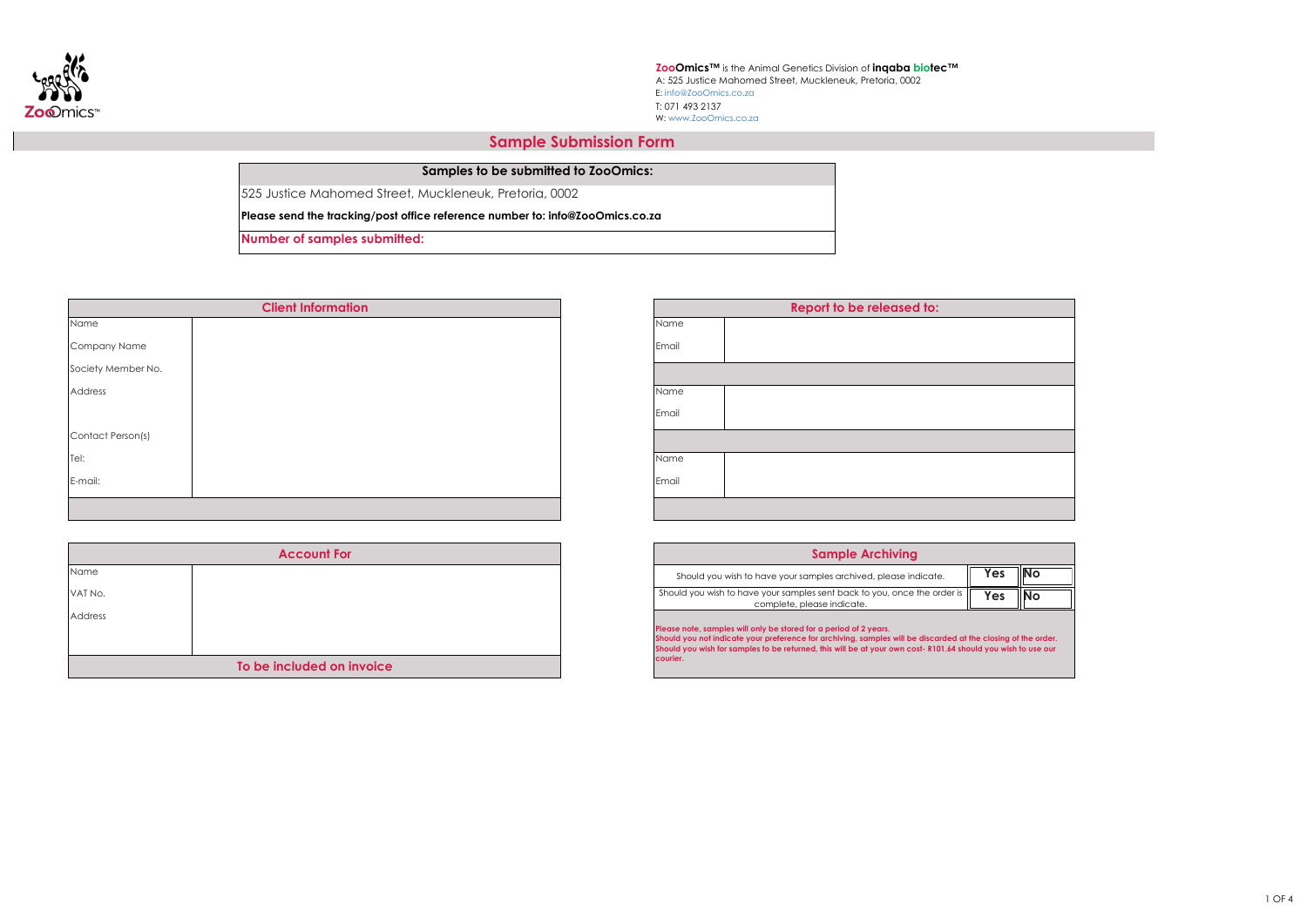**ZooOmics™** is the Animal Genetics Division of **inqaba biotec™**
A: 525 Justice Mahomed Street, Muckleneuk, Pretoria, 0002
E: info@ZooOmics.co.za
T: 071 493 2137
W: www.ZooOmics.co.za

# Sample Submission Form

| Samples to be submitted to ZooOmics: |
|---|
| 525 Justice Mahomed Street, Muckleneuk, Pretoria, 0002 |
| **Please send the tracking/post office reference number to: info@ZooOmics.co.za** |
| **Number of samples submitted:** |

| Client Information | |
|---|---|
| Name | |
| Company Name | |
| Society Member No. | |
| Address | |
| Contact Person(s) | |
| Tel: | |
| E-mail: | |

| Report to be released to: | |
|---|---|
| Name | |
| Email | |
| Name | |
| Email | |
| Name | |
| Email | |

| Account For | |
|---|---|
| Name | |
| VAT No. | |
| Address | |
| **To be included on invoice** | |

| Sample Archiving | | |
|---|---|---|
| Should you wish to have your samples archived, please indicate. | Yes | No |
| Should you wish to have your samples sent back to you, once the order is complete, please indicate. | Yes | No |

**Please note, samples will only be stored for a period of 2 years.**
**Should you not indicate your preference for archiving, samples will be discarded at the closing of the order.**
**Should you wish for samples to be returned, this will be at your own cost- R101.64 should you wish to use our courier.**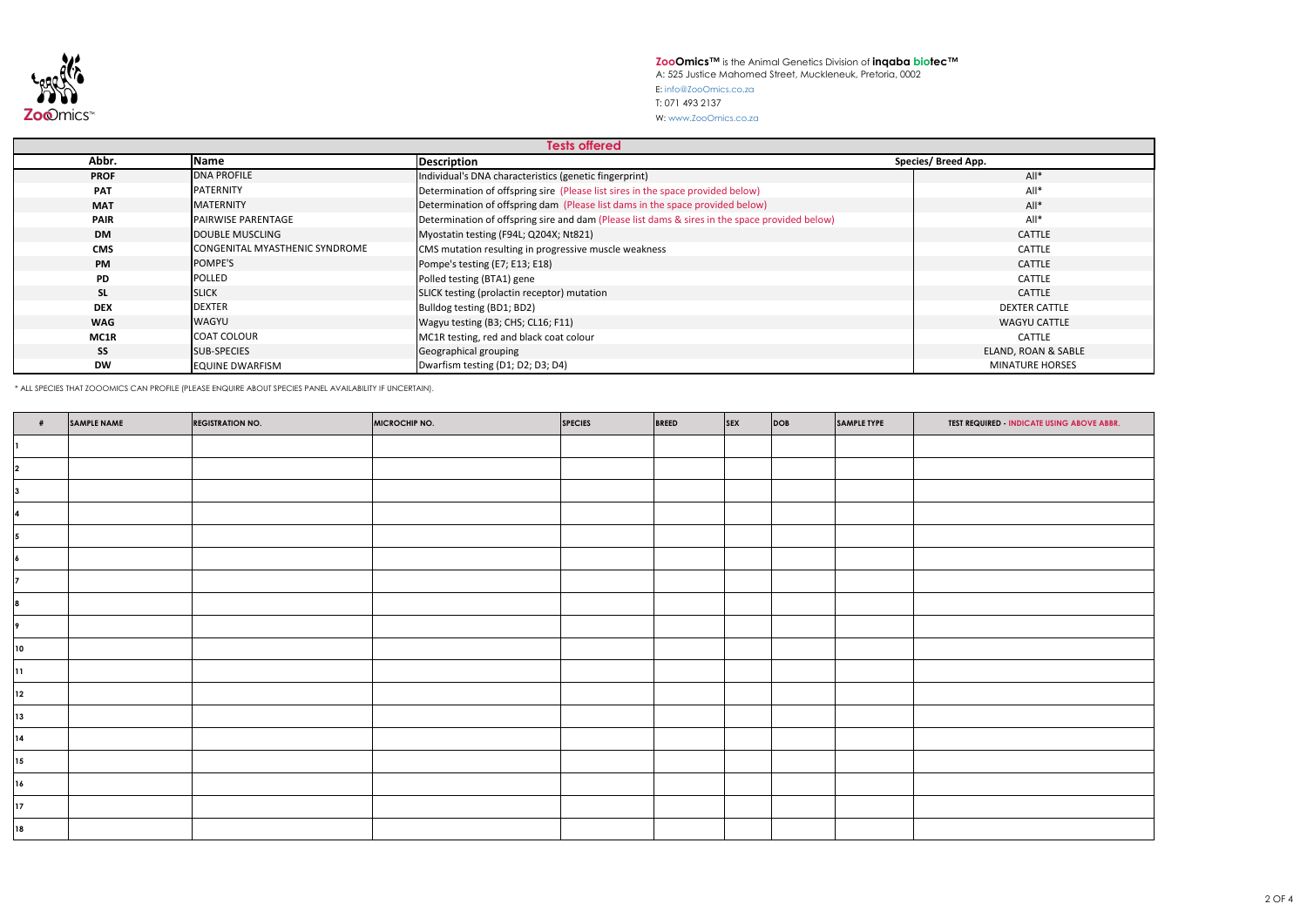ZooOmics™ **ZooOmics™** is the Animal Genetics Division of **inqaba biotec™**
A: 525 Justice Mahomed Street, Muckleneuk, Pretoria, 0002
E: info@ZooOmics.co.za
T: 071 493 2137
W: www.ZooOmics.co.za

## Tests offered

| Abbr. | Name | Description | Species/ Breed App. |
|---|---|---|---|
| **PROF** | DNA PROFILE | Individual's DNA characteristics (genetic fingerprint) | All* |
| **PAT** | PATERNITY | Determination of offspring sire (Please list sires in the space provided below) | All* |
| **MAT** | MATERNITY | Determination of offspring dam (Please list dams in the space provided below) | All* |
| **PAIR** | PAIRWISE PARENTAGE | Determination of offspring sire and dam (Please list dams & sires in the space provided below) | All* |
| **DM** | DOUBLE MUSCLING | Myostatin testing (F94L; Q204X; Nt821) | CATTLE |
| **CMS** | CONGENITAL MYASTHENIC SYNDROME | CMS mutation resulting in progressive muscle weakness | CATTLE |
| **PM** | POMPE'S | Pompe's testing (E7; E13; E18) | CATTLE |
| **PD** | POLLED | Polled testing (BTA1) gene | CATTLE |
| **SL** | SLICK | SLICK testing (prolactin receptor) mutation | CATTLE |
| **DEX** | DEXTER | Bulldog testing (BD1; BD2) | DEXTER CATTLE |
| **WAG** | WAGYU | Wagyu testing (B3; CHS; CL16; F11) | WAGYU CATTLE |
| **MC1R** | COAT COLOUR | MC1R testing, red and black coat colour | CATTLE |
| **SS** | SUB-SPECIES | Geographical grouping | ELAND, ROAN & SABLE |
| **DW** | EQUINE DWARFISM | Dwarfism testing (D1; D2; D3; D4) | MINATURE HORSES |

* ALL SPECIES THAT ZOOOMICS CAN PROFILE (PLEASE ENQUIRE ABOUT SPECIES PANEL AVAILABILITY IF UNCERTAIN).

| # | SAMPLE NAME | REGISTRATION NO. | MICROCHIP NO. | SPECIES | BREED | SEX | DOB | SAMPLE TYPE | TEST REQUIRED - INDICATE USING ABOVE ABBR. |
|---|---|---|---|---|---|---|---|---|---|
| 1 | | | | | | | | | |
| 2 | | | | | | | | | |
| 3 | | | | | | | | | |
| 4 | | | | | | | | | |
| 5 | | | | | | | | | |
| 6 | | | | | | | | | |
| 7 | | | | | | | | | |
| 8 | | | | | | | | | |
| 9 | | | | | | | | | |
| 10 | | | | | | | | | |
| 11 | | | | | | | | | |
| 12 | | | | | | | | | |
| 13 | | | | | | | | | |
| 14 | | | | | | | | | |
| 15 | | | | | | | | | |
| 16 | | | | | | | | | |
| 17 | | | | | | | | | |
| 18 | | | | | | | | | |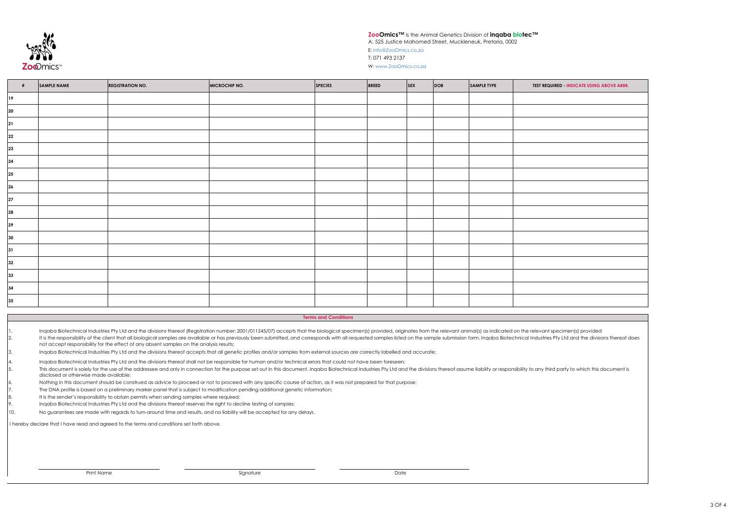**ZooOmics™** is the Animal Genetics Division of **inqaba biotec™**
A: 525 Justice Mahomed Street, Muckleneuk, Pretoria, 0002
E: info@ZooOmics.co.za
T: 071 493 2137
W: www.ZooOmics.co.za

| # | SAMPLE NAME | REGISTRATION NO. | MICROCHIP NO. | SPECIES | BREED | SEX | DOB | SAMPLE TYPE | TEST REQUIRED - INDICATE USING ABOVE ABBR. |
|---|---|---|---|---|---|---|---|---|---|
| 19 | | | | | | | | | |
| 20 | | | | | | | | | |
| 21 | | | | | | | | | |
| 22 | | | | | | | | | |
| 23 | | | | | | | | | |
| 24 | | | | | | | | | |
| 25 | | | | | | | | | |
| 26 | | | | | | | | | |
| 27 | | | | | | | | | |
| 28 | | | | | | | | | |
| 29 | | | | | | | | | |
| 30 | | | | | | | | | |
| 31 | | | | | | | | | |
| 32 | | | | | | | | | |
| 33 | | | | | | | | | |
| 34 | | | | | | | | | |
| 35 | | | | | | | | | |

## Terms and Conditions

1. Inqaba Biotechnical Industries Pty Ltd and the divisions thereof (Registration number: 2001/011245/07) accepts that the biological specimen(s) provided, originates from the relevant animal(s) as indicated on the relevant specimen(s) provided
2. It is the responsibility of the client that all biological samples are available or has previously been submitted, and corresponds with all requested samples listed on the sample submission form. Inqaba Biotechnical Industries Pty Ltd and the divisions thereof does not accept responsibility for the effect of any absent samples on the analysis results;
3. Inqaba Biotechnical Industries Pty Ltd and the divisions thereof accepts that all genetic profiles and/or samples from external sources are correctly labelled and accurate;
4. Inqaba Biotechnical Industries Pty Ltd and the divisions thereof shall not be responsible for human and/or technical errors that could not have been foreseen;
5. This document is solely for the use of the addressee and only in connection for the purpose set out in this document. Inqaba Biotechnical Industries Pty Ltd and the divisions thereof assume liability or responsibility to any third party to which this document is disclosed or otherwise made available;
6. Nothing in this document should be construed as advice to proceed or not to proceed with any specific course of action, as it was not prepared for that purpose;
7. The DNA profile is based on a preliminary marker panel that is subject to modification pending additional genetic information;
8. It is the sender's responsibility to obtain permits when sending samples where required;
9. Inqaba Biotechnical Industries Pty Ltd and the divisions thereof reserves the right to decline testing of samples;
10. No guarantees are made with regards to turn-around time and results, and no liability will be accepted for any delays.

I hereby declare that I have read and agreed to the terms and conditions set forth above.

Print Name ____________________ Signature ____________________ Date ____________________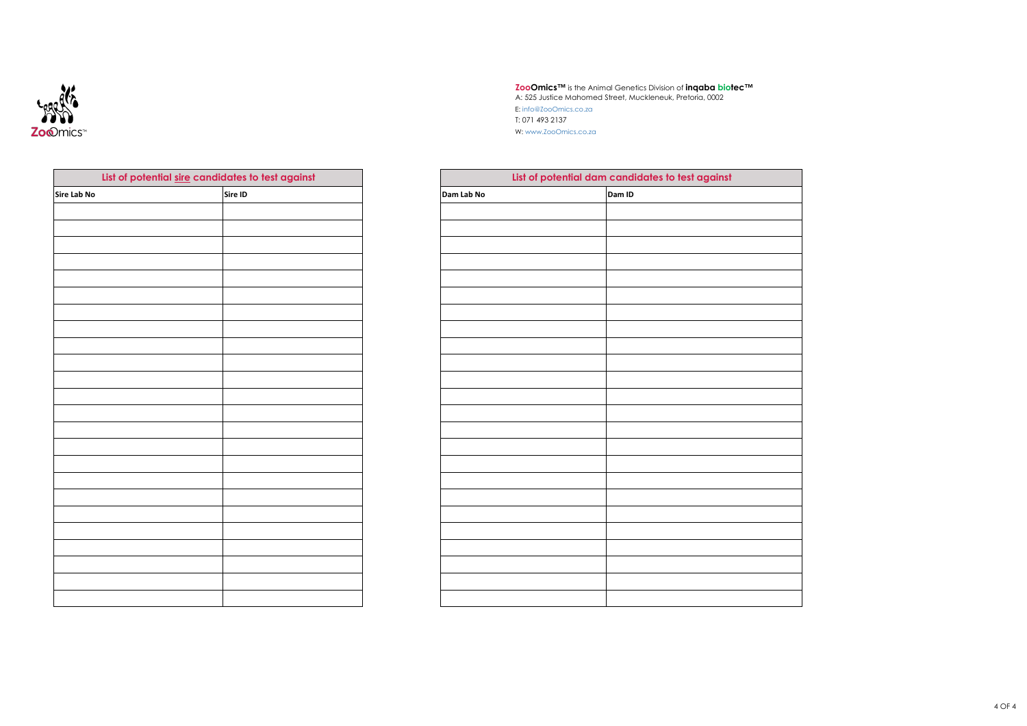ZooOmics™

**ZooOmics™** is the Animal Genetics Division of **inqaba biotec™**
A: 525 Justice Mahomed Street, Muckleneuk, Pretoria, 0002
E: info@ZooOmics.co.za
T: 071 493 2137
W: www.ZooOmics.co.za

| List of potential sire candidates to test against | |
|---|---|
| **Sire Lab No** | **Sire ID** |
| | |
| | |
| | |
| | |
| | |
| | |
| | |
| | |
| | |
| | |
| | |
| | |
| | |
| | |
| | |
| | |
| | |
| | |
| | |
| | |
| | |
| | |
| | |
| | |

| List of potential dam candidates to test against | |
|---|---|
| **Dam Lab No** | **Dam ID** |
| | |
| | |
| | |
| | |
| | |
| | |
| | |
| | |
| | |
| | |
| | |
| | |
| | |
| | |
| | |
| | |
| | |
| | |
| | |
| | |
| | |
| | |
| | |
| | |